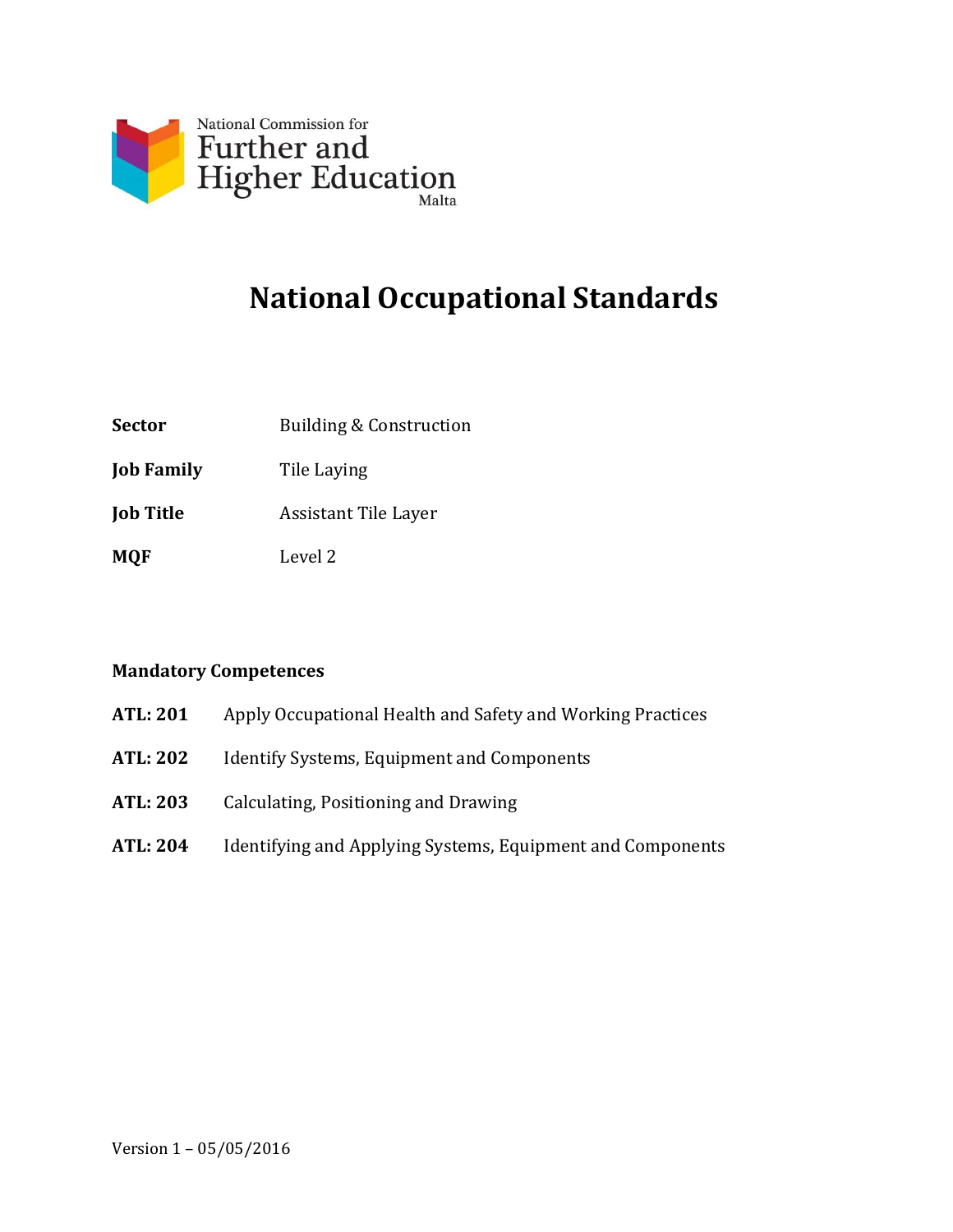National Commission for Further and Higher Education Malta

# National Occupational Standards

| | |
|---|---|
| **Sector** | Building & Construction |
| **Job Family** | Tile Laying |
| **Job Title** | Assistant Tile Layer |
| **MQF** | Level 2 |

**Mandatory Competences**

| | |
|---|---|
| **ATL: 201** | Apply Occupational Health and Safety and Working Practices |
| **ATL: 202** | Identify Systems, Equipment and Components |
| **ATL: 203** | Calculating, Positioning and Drawing |
| **ATL: 204** | Identifying and Applying Systems, Equipment and Components |

Version 1 – 05/05/2016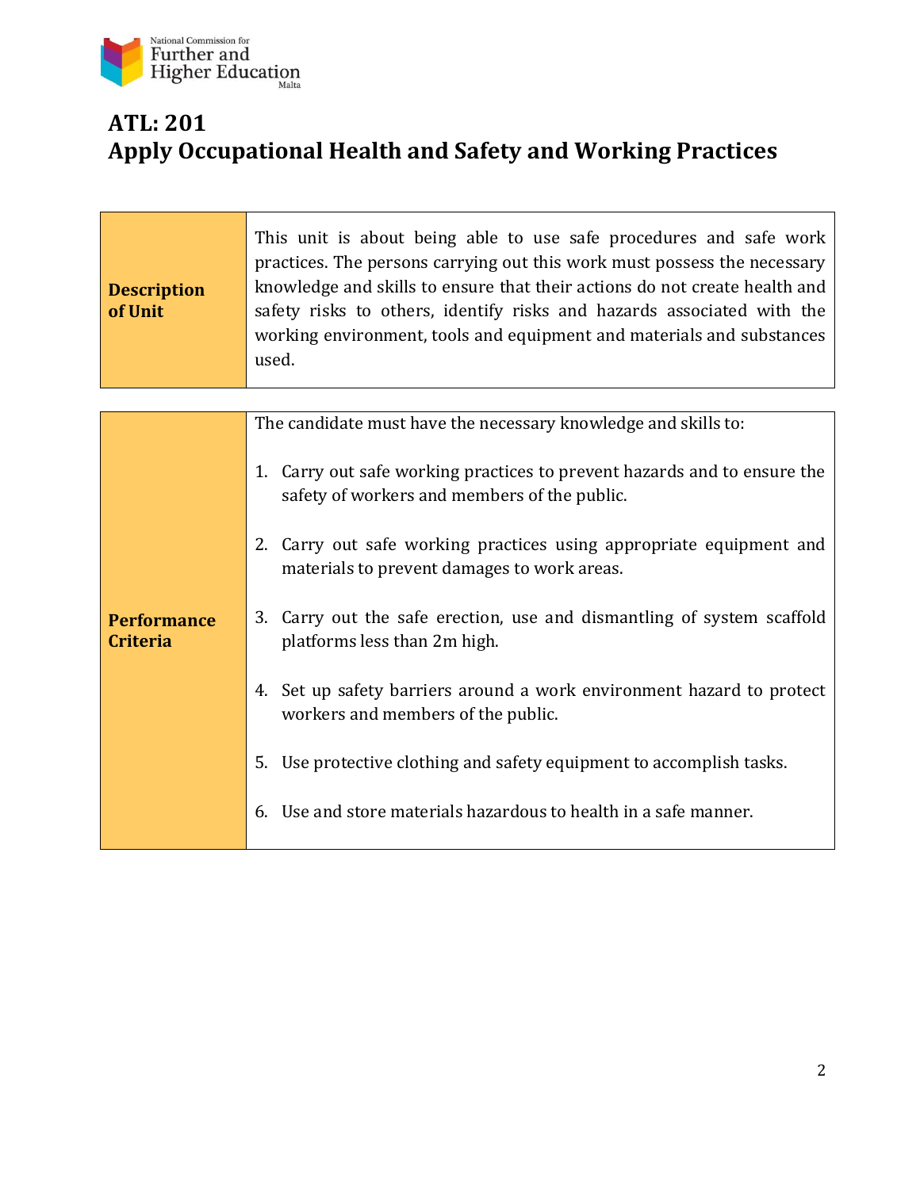# ATL: 201
# Apply Occupational Health and Safety and Working Practices

| **Description of Unit** | This unit is about being able to use safe procedures and safe work practices. The persons carrying out this work must possess the necessary knowledge and skills to ensure that their actions do not create health and safety risks to others, identify risks and hazards associated with the working environment, tools and equipment and materials and substances used. |
|---|---|

| **Performance Criteria** | The candidate must have the necessary knowledge and skills to:<br><br>1. Carry out safe working practices to prevent hazards and to ensure the safety of workers and members of the public.<br><br>2. Carry out safe working practices using appropriate equipment and materials to prevent damages to work areas.<br><br>3. Carry out the safe erection, use and dismantling of system scaffold platforms less than 2m high.<br><br>4. Set up safety barriers around a work environment hazard to protect workers and members of the public.<br><br>5. Use protective clothing and safety equipment to accomplish tasks.<br><br>6. Use and store materials hazardous to health in a safe manner. |
|---|---|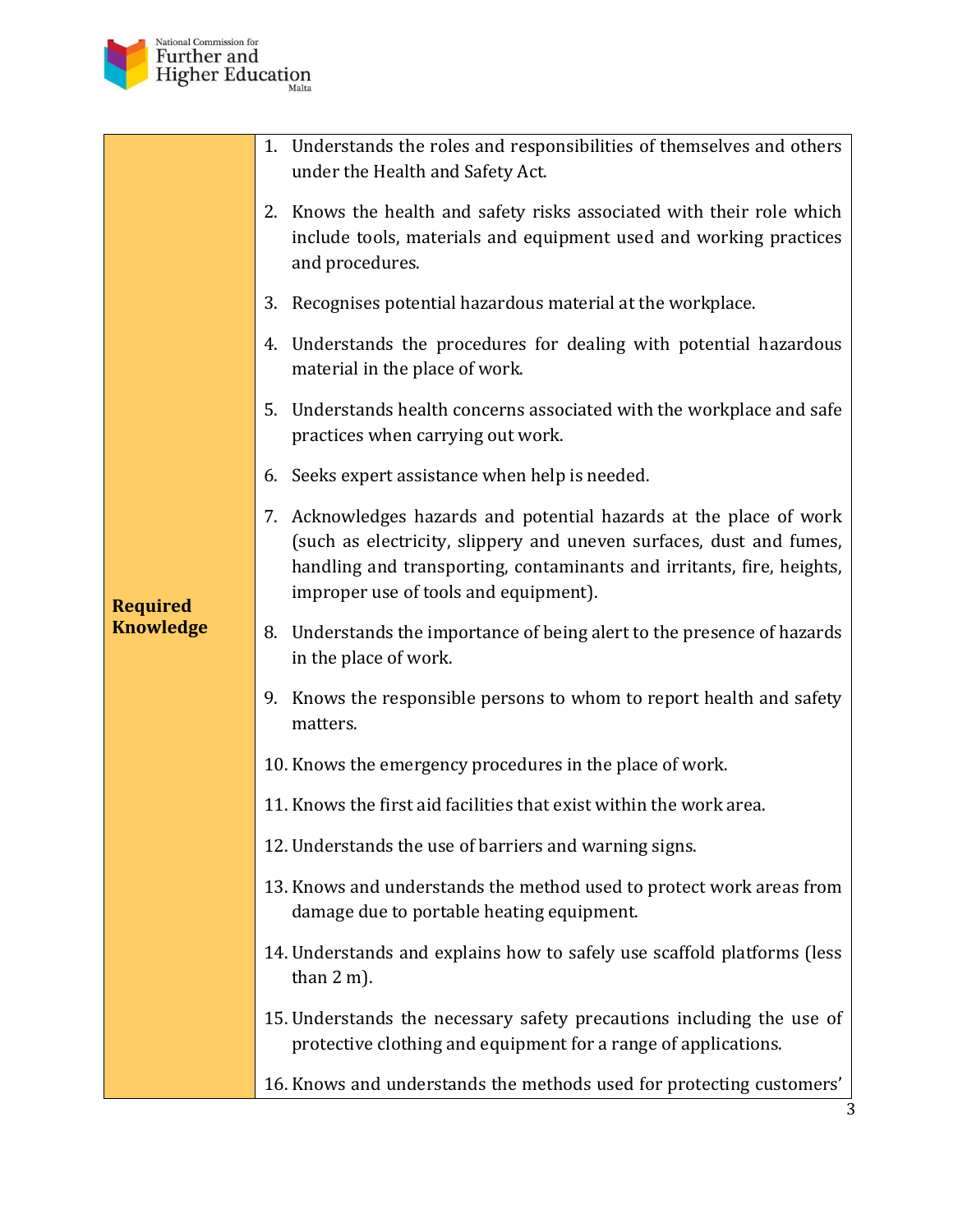| | |
|---|---|
| **Required Knowledge** | 1. Understands the roles and responsibilities of themselves and others under the Health and Safety Act.<br>2. Knows the health and safety risks associated with their role which include tools, materials and equipment used and working practices and procedures.<br>3. Recognises potential hazardous material at the workplace.<br>4. Understands the procedures for dealing with potential hazardous material in the place of work.<br>5. Understands health concerns associated with the workplace and safe practices when carrying out work.<br>6. Seeks expert assistance when help is needed.<br>7. Acknowledges hazards and potential hazards at the place of work (such as electricity, slippery and uneven surfaces, dust and fumes, handling and transporting, contaminants and irritants, fire, heights, improper use of tools and equipment).<br>8. Understands the importance of being alert to the presence of hazards in the place of work.<br>9. Knows the responsible persons to whom to report health and safety matters.<br>10. Knows the emergency procedures in the place of work.<br>11. Knows the first aid facilities that exist within the work area.<br>12. Understands the use of barriers and warning signs.<br>13. Knows and understands the method used to protect work areas from damage due to portable heating equipment.<br>14. Understands and explains how to safely use scaffold platforms (less than 2 m).<br>15. Understands the necessary safety precautions including the use of protective clothing and equipment for a range of applications.<br>16. Knows and understands the methods used for protecting customers' |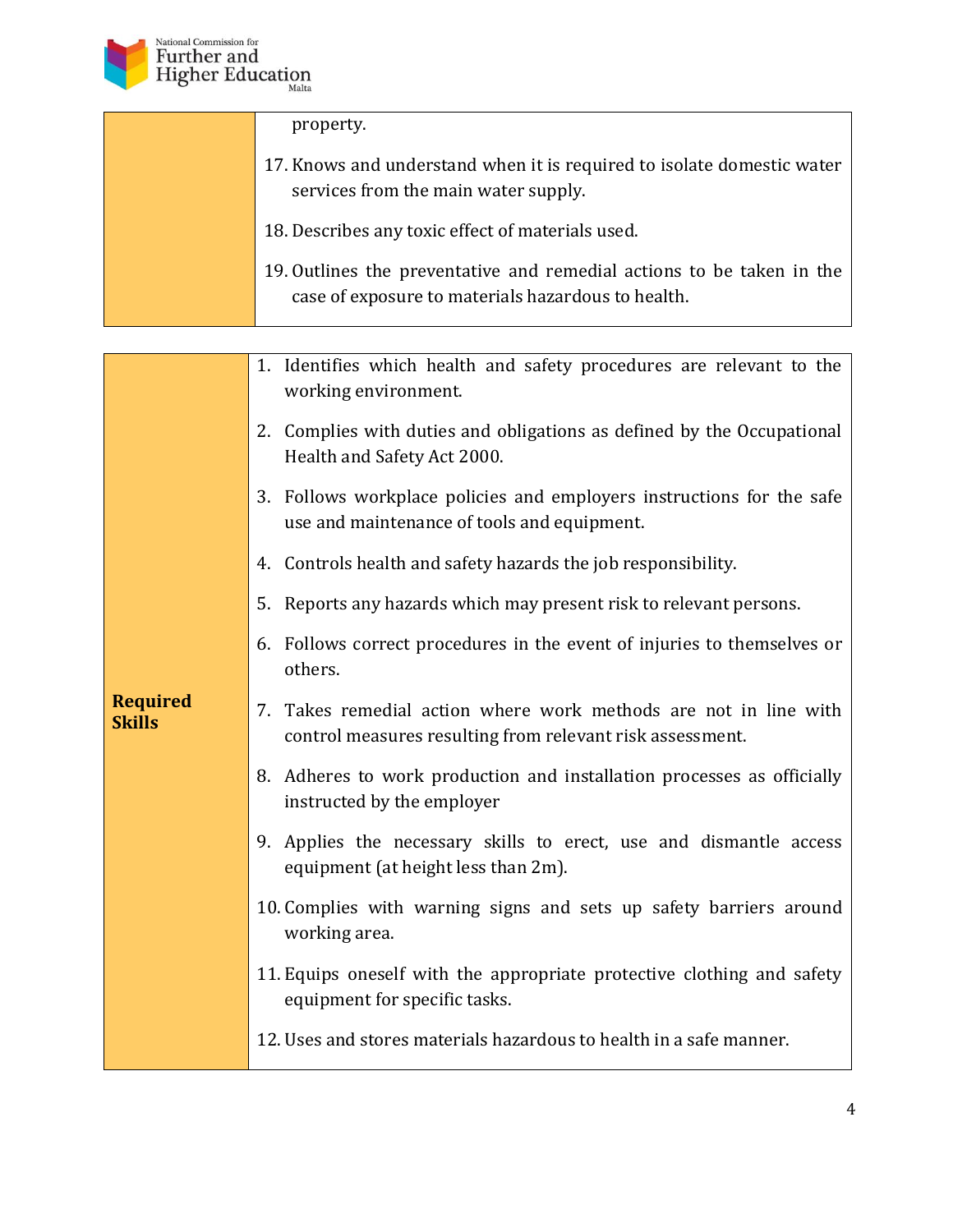| | |
|---|---|
| | property.<br><br>17. Knows and understand when it is required to isolate domestic water services from the main water supply.<br><br>18. Describes any toxic effect of materials used.<br><br>19. Outlines the preventative and remedial actions to be taken in the case of exposure to materials hazardous to health. |

| | |
|---|---|
| **Required Skills** | 1. Identifies which health and safety procedures are relevant to the working environment.<br><br>2. Complies with duties and obligations as defined by the Occupational Health and Safety Act 2000.<br><br>3. Follows workplace policies and employers instructions for the safe use and maintenance of tools and equipment.<br><br>4. Controls health and safety hazards the job responsibility.<br><br>5. Reports any hazards which may present risk to relevant persons.<br><br>6. Follows correct procedures in the event of injuries to themselves or others.<br><br>7. Takes remedial action where work methods are not in line with control measures resulting from relevant risk assessment.<br><br>8. Adheres to work production and installation processes as officially instructed by the employer<br><br>9. Applies the necessary skills to erect, use and dismantle access equipment (at height less than 2m).<br><br>10. Complies with warning signs and sets up safety barriers around working area.<br><br>11. Equips oneself with the appropriate protective clothing and safety equipment for specific tasks.<br><br>12. Uses and stores materials hazardous to health in a safe manner. |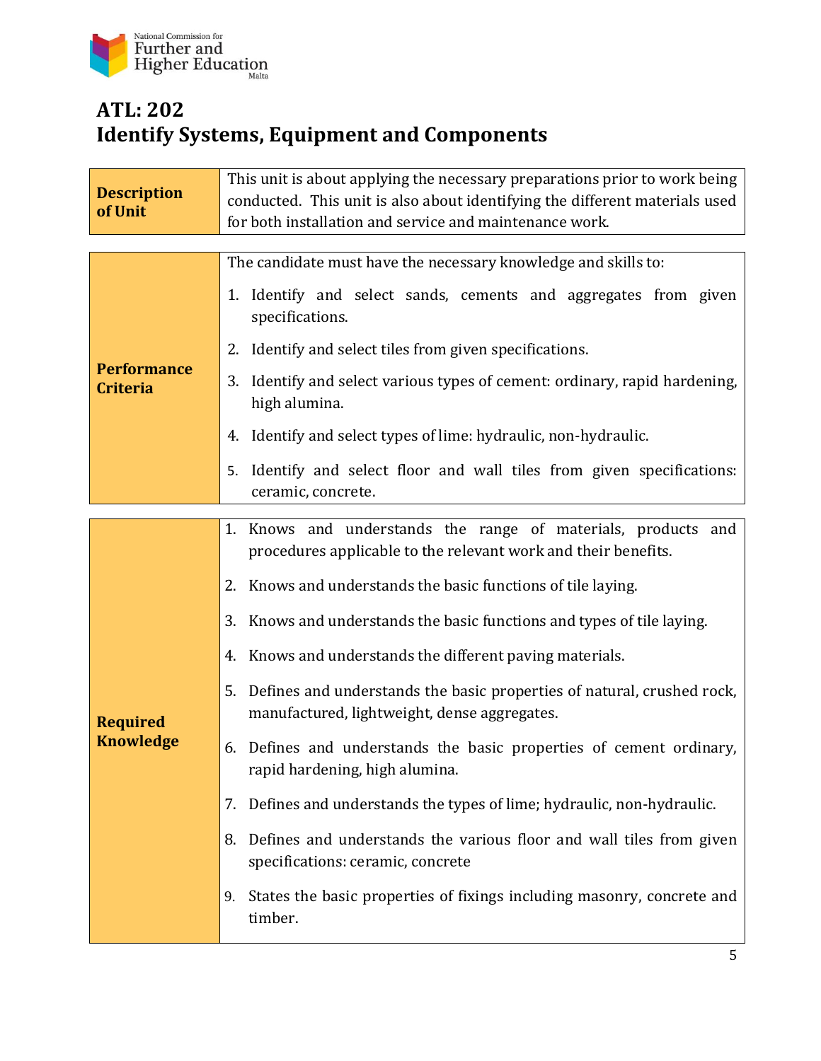# ATL: 202
# Identify Systems, Equipment and Components

| **Description of Unit** | This unit is about applying the necessary preparations prior to work being conducted. This unit is also about identifying the different materials used for both installation and service and maintenance work. |
|---|---|

| **Performance Criteria** | The candidate must have the necessary knowledge and skills to:<br>1. Identify and select sands, cements and aggregates from given specifications.<br>2. Identify and select tiles from given specifications.<br>3. Identify and select various types of cement: ordinary, rapid hardening, high alumina.<br>4. Identify and select types of lime: hydraulic, non-hydraulic.<br>5. Identify and select floor and wall tiles from given specifications: ceramic, concrete. |
|---|---|

| **Required Knowledge** | 1. Knows and understands the range of materials, products and procedures applicable to the relevant work and their benefits.<br>2. Knows and understands the basic functions of tile laying.<br>3. Knows and understands the basic functions and types of tile laying.<br>4. Knows and understands the different paving materials.<br>5. Defines and understands the basic properties of natural, crushed rock, manufactured, lightweight, dense aggregates.<br>6. Defines and understands the basic properties of cement ordinary, rapid hardening, high alumina.<br>7. Defines and understands the types of lime; hydraulic, non-hydraulic.<br>8. Defines and understands the various floor and wall tiles from given specifications: ceramic, concrete<br>9. States the basic properties of fixings including masonry, concrete and timber. |
|---|---|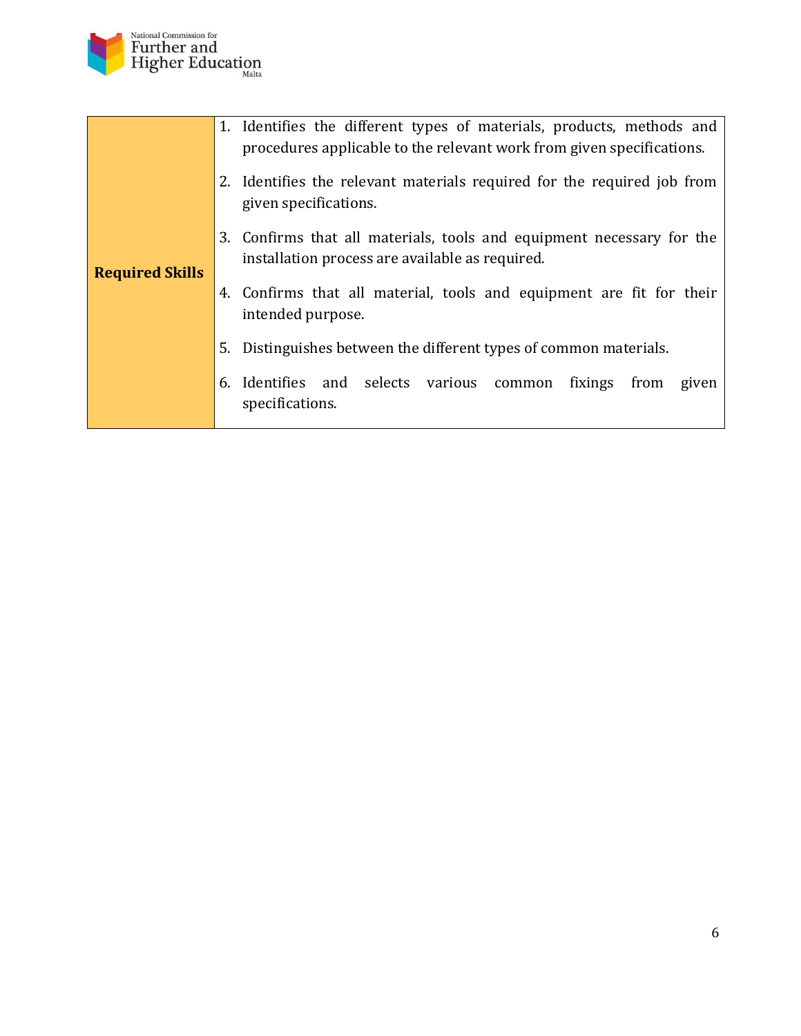| Required Skills | 1. Identifies the different types of materials, products, methods and procedures applicable to the relevant work from given specifications.<br>2. Identifies the relevant materials required for the required job from given specifications.<br>3. Confirms that all materials, tools and equipment necessary for the installation process are available as required.<br>4. Confirms that all material, tools and equipment are fit for their intended purpose.<br>5. Distinguishes between the different types of common materials.<br>6. Identifies and selects various common fixings from given specifications. |
|---|---|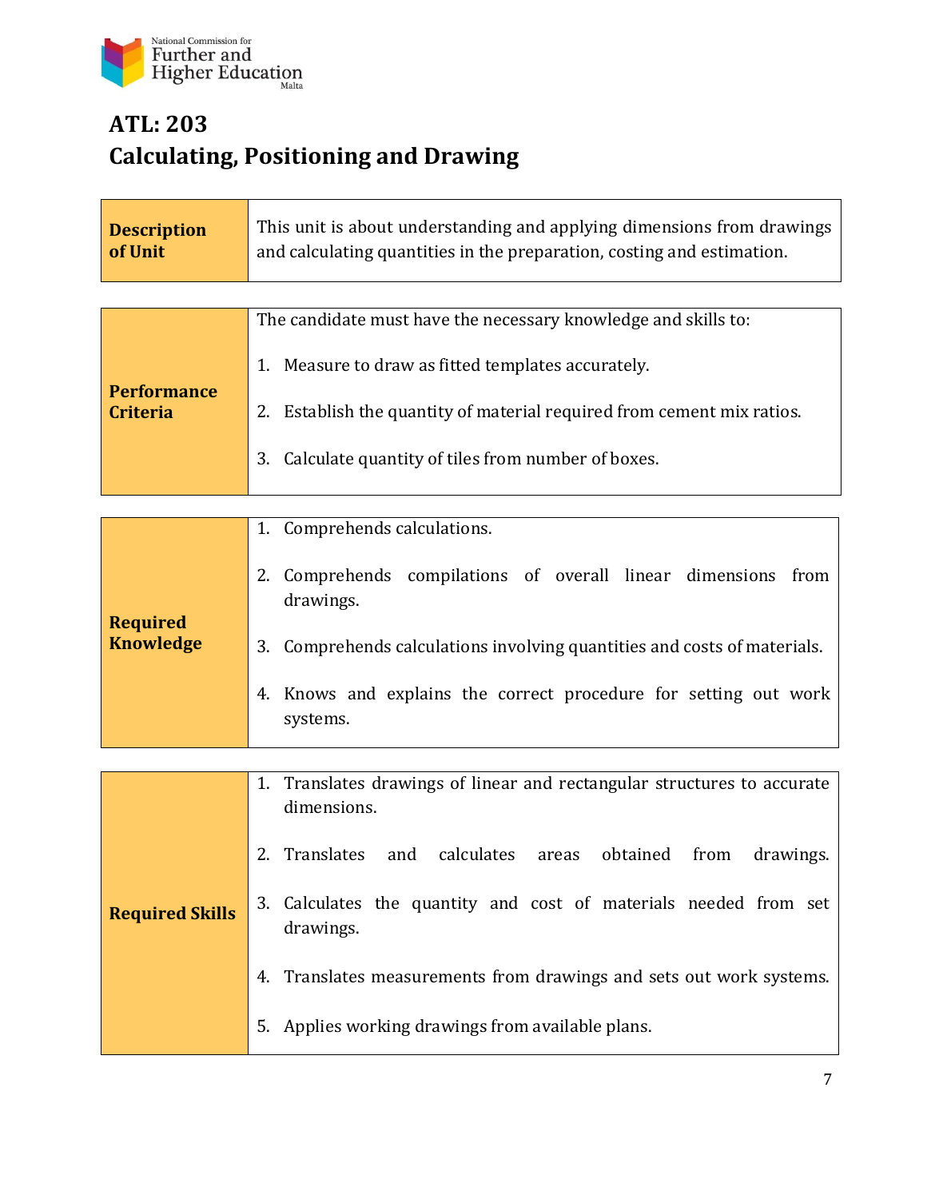# ATL: 203
# Calculating, Positioning and Drawing

| | |
|---|---|
| **Description of Unit** | This unit is about understanding and applying dimensions from drawings and calculating quantities in the preparation, costing and estimation. |

| | |
|---|---|
| **Performance Criteria** | The candidate must have the necessary knowledge and skills to:<br><br>1. Measure to draw as fitted templates accurately.<br>2. Establish the quantity of material required from cement mix ratios.<br>3. Calculate quantity of tiles from number of boxes. |

| | |
|---|---|
| **Required Knowledge** | 1. Comprehends calculations.<br>2. Comprehends compilations of overall linear dimensions from drawings.<br>3. Comprehends calculations involving quantities and costs of materials.<br>4. Knows and explains the correct procedure for setting out work systems. |

| | |
|---|---|
| **Required Skills** | 1. Translates drawings of linear and rectangular structures to accurate dimensions.<br>2. Translates and calculates areas obtained from drawings.<br>3. Calculates the quantity and cost of materials needed from set drawings.<br>4. Translates measurements from drawings and sets out work systems.<br>5. Applies working drawings from available plans. |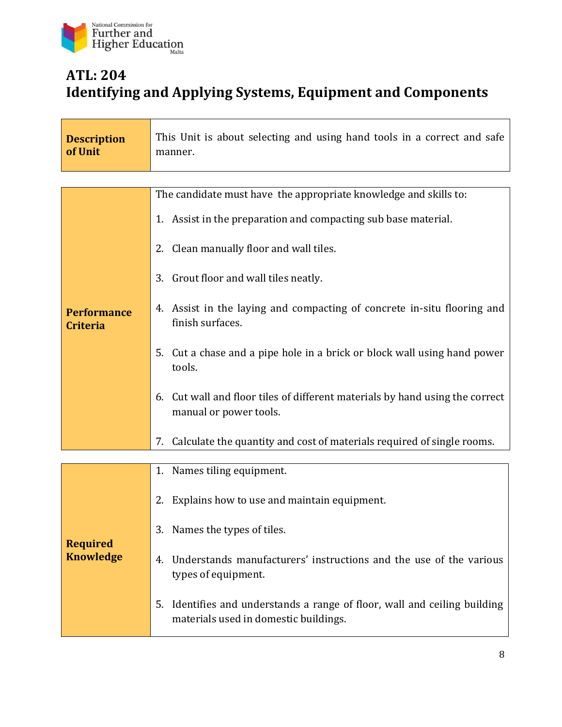# ATL: 204
# Identifying and Applying Systems, Equipment and Components

| **Description of Unit** | This Unit is about selecting and using hand tools in a correct and safe manner. |
|---|---|

| **Performance Criteria** | The candidate must have the appropriate knowledge and skills to:<br>1. Assist in the preparation and compacting sub base material.<br>2. Clean manually floor and wall tiles.<br>3. Grout floor and wall tiles neatly.<br>4. Assist in the laying and compacting of concrete in-situ flooring and finish surfaces.<br>5. Cut a chase and a pipe hole in a brick or block wall using hand power tools.<br>6. Cut wall and floor tiles of different materials by hand using the correct manual or power tools.<br>7. Calculate the quantity and cost of materials required of single rooms. |
|---|---|

| **Required Knowledge** | 1. Names tiling equipment.<br>2. Explains how to use and maintain equipment.<br>3. Names the types of tiles.<br>4. Understands manufacturers' instructions and the use of the various types of equipment.<br>5. Identifies and understands a range of floor, wall and ceiling building materials used in domestic buildings. |
|---|---|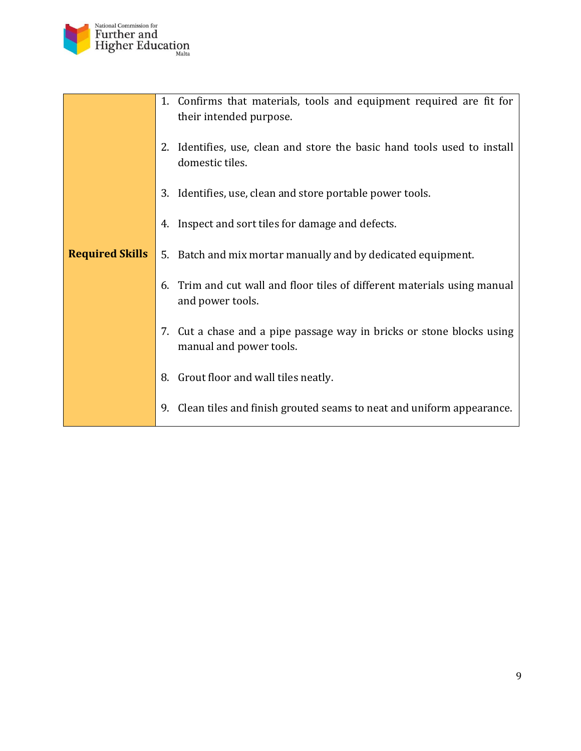| | |
|---|---|
| **Required Skills** | 1. Confirms that materials, tools and equipment required are fit for their intended purpose.<br><br>2. Identifies, use, clean and store the basic hand tools used to install domestic tiles.<br><br>3. Identifies, use, clean and store portable power tools.<br><br>4. Inspect and sort tiles for damage and defects.<br><br>5. Batch and mix mortar manually and by dedicated equipment.<br><br>6. Trim and cut wall and floor tiles of different materials using manual and power tools.<br><br>7. Cut a chase and a pipe passage way in bricks or stone blocks using manual and power tools.<br><br>8. Grout floor and wall tiles neatly.<br><br>9. Clean tiles and finish grouted seams to neat and uniform appearance. |